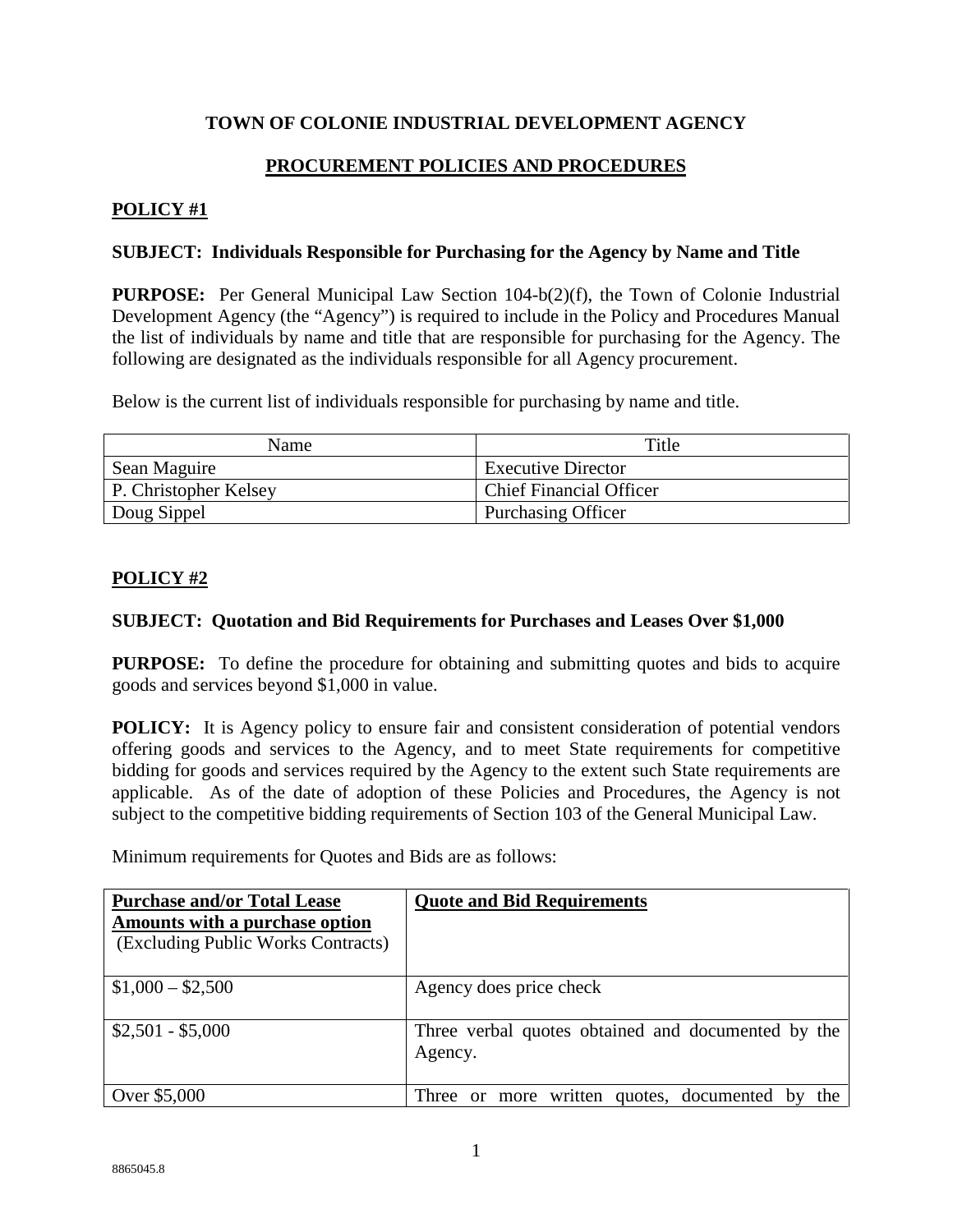# TOWN OF COLONIE INDUSTRIAL DEVELOPMENT AGENCY

## PROCUREMENT POLICIES AND PROCEDURES

### POLICY #1

**SUBJECT: Individuals Responsible for Purchasing for the Agency by Name and Title**

**PURPOSE:** Per General Municipal Law Section 104-b(2)(f), the Town of Colonie Industrial Development Agency (the "Agency") is required to include in the Policy and Procedures Manual the list of individuals by name and title that are responsible for purchasing for the Agency. The following are designated as the individuals responsible for all Agency procurement.

Below is the current list of individuals responsible for purchasing by name and title.

| Name | Title |
|---|---|
| Sean Maguire | Executive Director |
| P. Christopher Kelsey | Chief Financial Officer |
| Doug Sippel | Purchasing Officer |

### POLICY #2

**SUBJECT: Quotation and Bid Requirements for Purchases and Leases Over $1,000**

**PURPOSE:** To define the procedure for obtaining and submitting quotes and bids to acquire goods and services beyond $1,000 in value.

**POLICY:** It is Agency policy to ensure fair and consistent consideration of potential vendors offering goods and services to the Agency, and to meet State requirements for competitive bidding for goods and services required by the Agency to the extent such State requirements are applicable. As of the date of adoption of these Policies and Procedures, the Agency is not subject to the competitive bidding requirements of Section 103 of the General Municipal Law.

Minimum requirements for Quotes and Bids are as follows:

| **Purchase and/or Total Lease Amounts with a purchase option** (Excluding Public Works Contracts) | **Quote and Bid Requirements** |
|---|---|
| $1,000 – $2,500 | Agency does price check |
| $2,501 - $5,000 | Three verbal quotes obtained and documented by the Agency. |
| Over $5,000 | Three or more written quotes, documented by the |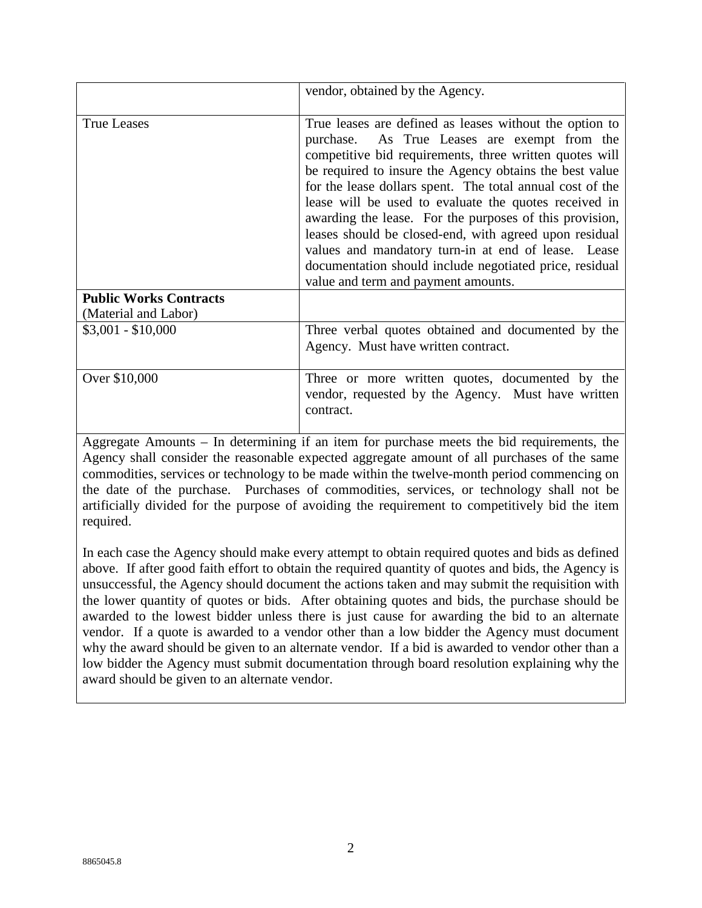| | |
|---|---|
| | vendor, obtained by the Agency. |
| True Leases | True leases are defined as leases without the option to purchase. As True Leases are exempt from the competitive bid requirements, three written quotes will be required to insure the Agency obtains the best value for the lease dollars spent. The total annual cost of the lease will be used to evaluate the quotes received in awarding the lease. For the purposes of this provision, leases should be closed-end, with agreed upon residual values and mandatory turn-in at end of lease. Lease documentation should include negotiated price, residual value and term and payment amounts. |
| **Public Works Contracts** (Material and Labor) | |
| $3,001 - $10,000 | Three verbal quotes obtained and documented by the Agency. Must have written contract. |
| Over $10,000 | Three or more written quotes, documented by the vendor, requested by the Agency. Must have written contract. |

Aggregate Amounts – In determining if an item for purchase meets the bid requirements, the Agency shall consider the reasonable expected aggregate amount of all purchases of the same commodities, services or technology to be made within the twelve-month period commencing on the date of the purchase. Purchases of commodities, services, or technology shall not be artificially divided for the purpose of avoiding the requirement to competitively bid the item required.

In each case the Agency should make every attempt to obtain required quotes and bids as defined above. If after good faith effort to obtain the required quantity of quotes and bids, the Agency is unsuccessful, the Agency should document the actions taken and may submit the requisition with the lower quantity of quotes or bids. After obtaining quotes and bids, the purchase should be awarded to the lowest bidder unless there is just cause for awarding the bid to an alternate vendor. If a quote is awarded to a vendor other than a low bidder the Agency must document why the award should be given to an alternate vendor. If a bid is awarded to vendor other than a low bidder the Agency must submit documentation through board resolution explaining why the award should be given to an alternate vendor.

8865045.8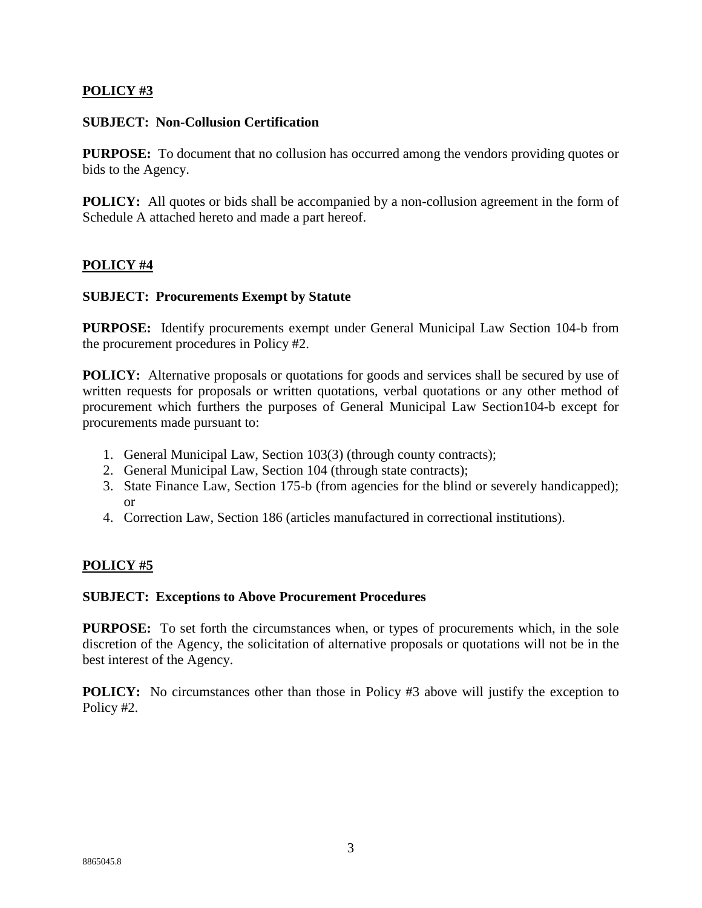## POLICY #3

**SUBJECT: Non-Collusion Certification**

**PURPOSE:** To document that no collusion has occurred among the vendors providing quotes or bids to the Agency.

**POLICY:** All quotes or bids shall be accompanied by a non-collusion agreement in the form of Schedule A attached hereto and made a part hereof.

## POLICY #4

**SUBJECT: Procurements Exempt by Statute**

**PURPOSE:** Identify procurements exempt under General Municipal Law Section 104-b from the procurement procedures in Policy #2.

**POLICY:** Alternative proposals or quotations for goods and services shall be secured by use of written requests for proposals or written quotations, verbal quotations or any other method of procurement which furthers the purposes of General Municipal Law Section104-b except for procurements made pursuant to:

1. General Municipal Law, Section 103(3) (through county contracts);
2. General Municipal Law, Section 104 (through state contracts);
3. State Finance Law, Section 175-b (from agencies for the blind or severely handicapped); or
4. Correction Law, Section 186 (articles manufactured in correctional institutions).

## POLICY #5

**SUBJECT: Exceptions to Above Procurement Procedures**

**PURPOSE:** To set forth the circumstances when, or types of procurements which, in the sole discretion of the Agency, the solicitation of alternative proposals or quotations will not be in the best interest of the Agency.

**POLICY:** No circumstances other than those in Policy #3 above will justify the exception to Policy #2.

8865045.8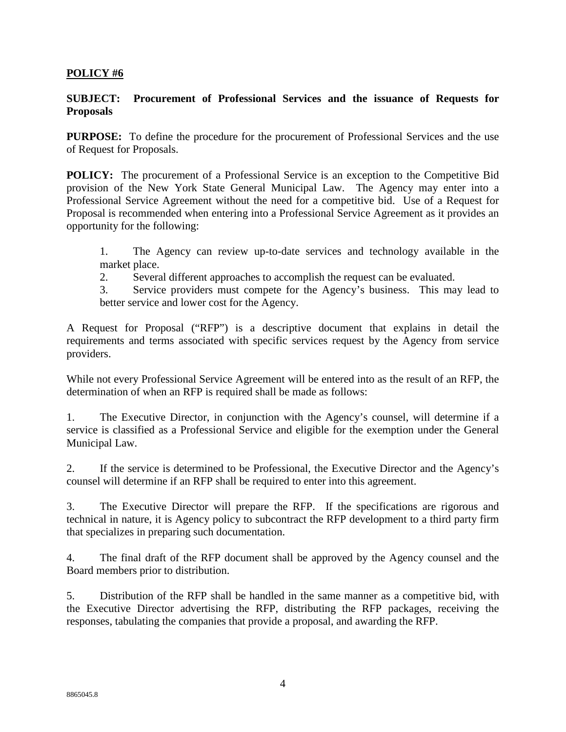**POLICY #6**

**SUBJECT: Procurement of Professional Services and the issuance of Requests for Proposals**

**PURPOSE:** To define the procedure for the procurement of Professional Services and the use of Request for Proposals.

**POLICY:** The procurement of a Professional Service is an exception to the Competitive Bid provision of the New York State General Municipal Law. The Agency may enter into a Professional Service Agreement without the need for a competitive bid. Use of a Request for Proposal is recommended when entering into a Professional Service Agreement as it provides an opportunity for the following:

1. The Agency can review up-to-date services and technology available in the market place.
2. Several different approaches to accomplish the request can be evaluated.
3. Service providers must compete for the Agency's business. This may lead to better service and lower cost for the Agency.

A Request for Proposal ("RFP") is a descriptive document that explains in detail the requirements and terms associated with specific services request by the Agency from service providers.

While not every Professional Service Agreement will be entered into as the result of an RFP, the determination of when an RFP is required shall be made as follows:

1. The Executive Director, in conjunction with the Agency's counsel, will determine if a service is classified as a Professional Service and eligible for the exemption under the General Municipal Law.

2. If the service is determined to be Professional, the Executive Director and the Agency's counsel will determine if an RFP shall be required to enter into this agreement.

3. The Executive Director will prepare the RFP. If the specifications are rigorous and technical in nature, it is Agency policy to subcontract the RFP development to a third party firm that specializes in preparing such documentation.

4. The final draft of the RFP document shall be approved by the Agency counsel and the Board members prior to distribution.

5. Distribution of the RFP shall be handled in the same manner as a competitive bid, with the Executive Director advertising the RFP, distributing the RFP packages, receiving the responses, tabulating the companies that provide a proposal, and awarding the RFP.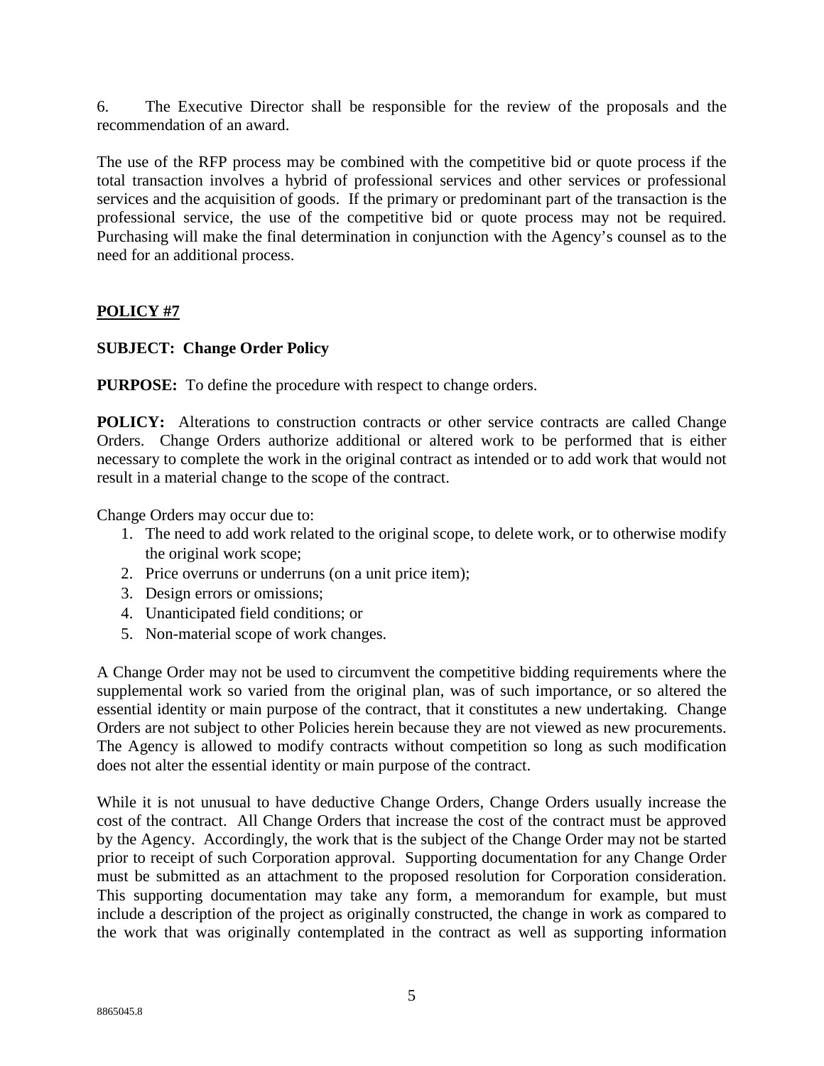6. The Executive Director shall be responsible for the review of the proposals and the recommendation of an award.

The use of the RFP process may be combined with the competitive bid or quote process if the total transaction involves a hybrid of professional services and other services or professional services and the acquisition of goods. If the primary or predominant part of the transaction is the professional service, the use of the competitive bid or quote process may not be required. Purchasing will make the final determination in conjunction with the Agency's counsel as to the need for an additional process.

## POLICY #7

**SUBJECT: Change Order Policy**

**PURPOSE:** To define the procedure with respect to change orders.

**POLICY:** Alterations to construction contracts or other service contracts are called Change Orders. Change Orders authorize additional or altered work to be performed that is either necessary to complete the work in the original contract as intended or to add work that would not result in a material change to the scope of the contract.

Change Orders may occur due to:

1. The need to add work related to the original scope, to delete work, or to otherwise modify the original work scope;
2. Price overruns or underruns (on a unit price item);
3. Design errors or omissions;
4. Unanticipated field conditions; or
5. Non-material scope of work changes.

A Change Order may not be used to circumvent the competitive bidding requirements where the supplemental work so varied from the original plan, was of such importance, or so altered the essential identity or main purpose of the contract, that it constitutes a new undertaking. Change Orders are not subject to other Policies herein because they are not viewed as new procurements. The Agency is allowed to modify contracts without competition so long as such modification does not alter the essential identity or main purpose of the contract.

While it is not unusual to have deductive Change Orders, Change Orders usually increase the cost of the contract. All Change Orders that increase the cost of the contract must be approved by the Agency. Accordingly, the work that is the subject of the Change Order may not be started prior to receipt of such Corporation approval. Supporting documentation for any Change Order must be submitted as an attachment to the proposed resolution for Corporation consideration. This supporting documentation may take any form, a memorandum for example, but must include a description of the project as originally constructed, the change in work as compared to the work that was originally contemplated in the contract as well as supporting information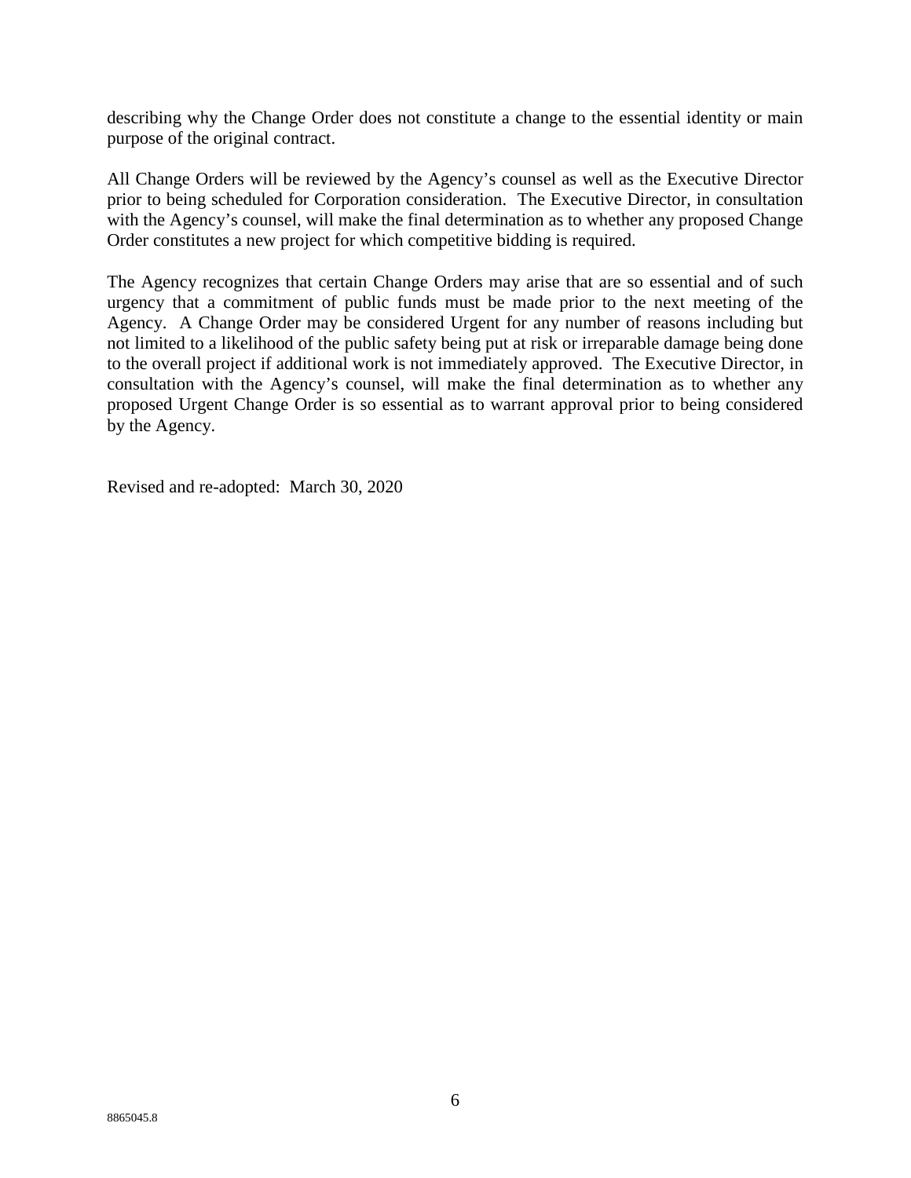describing why the Change Order does not constitute a change to the essential identity or main purpose of the original contract.

All Change Orders will be reviewed by the Agency's counsel as well as the Executive Director prior to being scheduled for Corporation consideration. The Executive Director, in consultation with the Agency's counsel, will make the final determination as to whether any proposed Change Order constitutes a new project for which competitive bidding is required.

The Agency recognizes that certain Change Orders may arise that are so essential and of such urgency that a commitment of public funds must be made prior to the next meeting of the Agency. A Change Order may be considered Urgent for any number of reasons including but not limited to a likelihood of the public safety being put at risk or irreparable damage being done to the overall project if additional work is not immediately approved. The Executive Director, in consultation with the Agency's counsel, will make the final determination as to whether any proposed Urgent Change Order is so essential as to warrant approval prior to being considered by the Agency.

Revised and re-adopted: March 30, 2020

8865045.8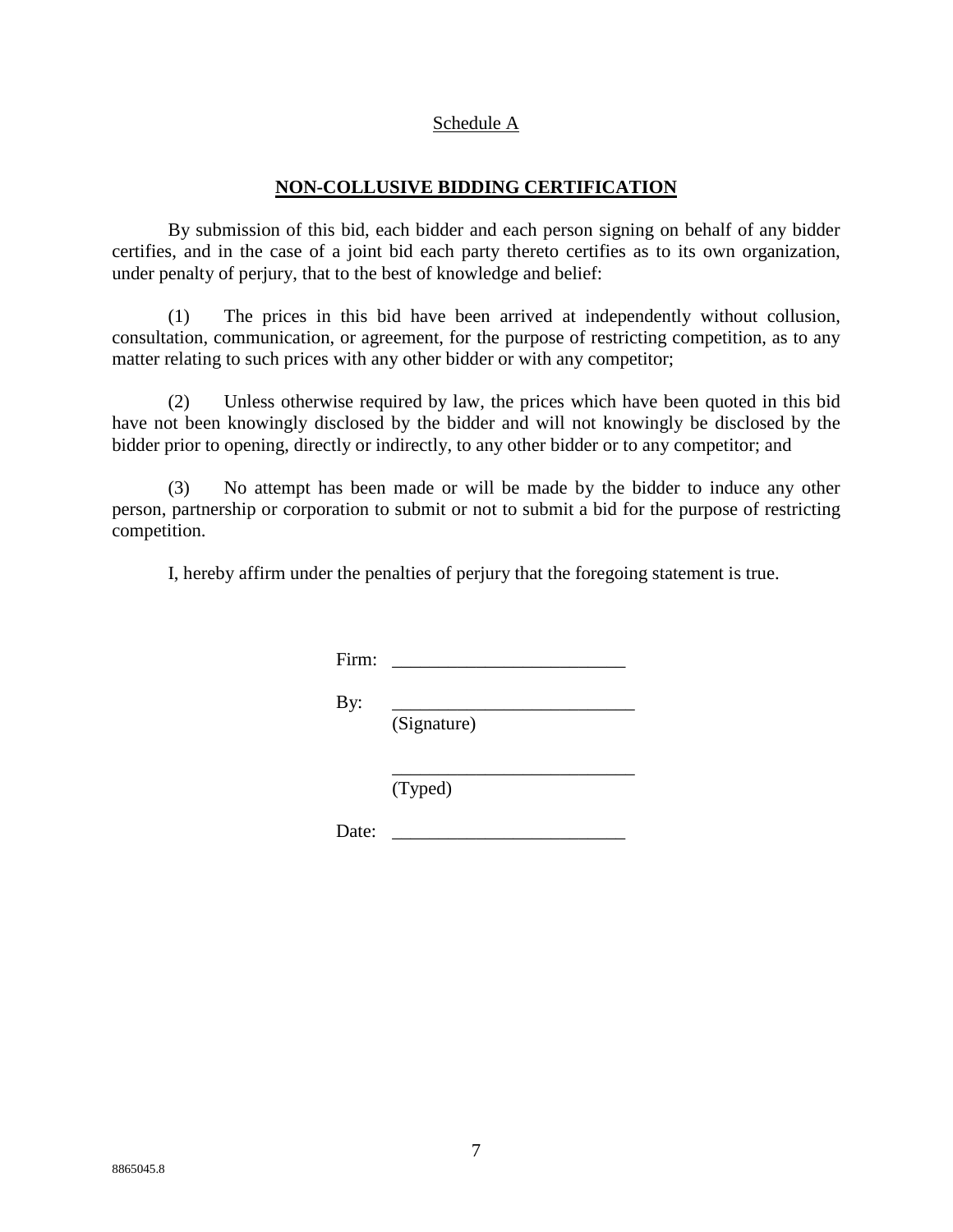Schedule A

## **NON-COLLUSIVE BIDDING CERTIFICATION**

By submission of this bid, each bidder and each person signing on behalf of any bidder certifies, and in the case of a joint bid each party thereto certifies as to its own organization, under penalty of perjury, that to the best of knowledge and belief:

(1) The prices in this bid have been arrived at independently without collusion, consultation, communication, or agreement, for the purpose of restricting competition, as to any matter relating to such prices with any other bidder or with any competitor;

(2) Unless otherwise required by law, the prices which have been quoted in this bid have not been knowingly disclosed by the bidder and will not knowingly be disclosed by the bidder prior to opening, directly or indirectly, to any other bidder or to any competitor; and

(3) No attempt has been made or will be made by the bidder to induce any other person, partnership or corporation to submit or not to submit a bid for the purpose of restricting competition.

I, hereby affirm under the penalties of perjury that the foregoing statement is true.

Firm: _________________________

By: __________________________
(Signature)

__________________________
(Typed)

Date: _________________________

8865045.8